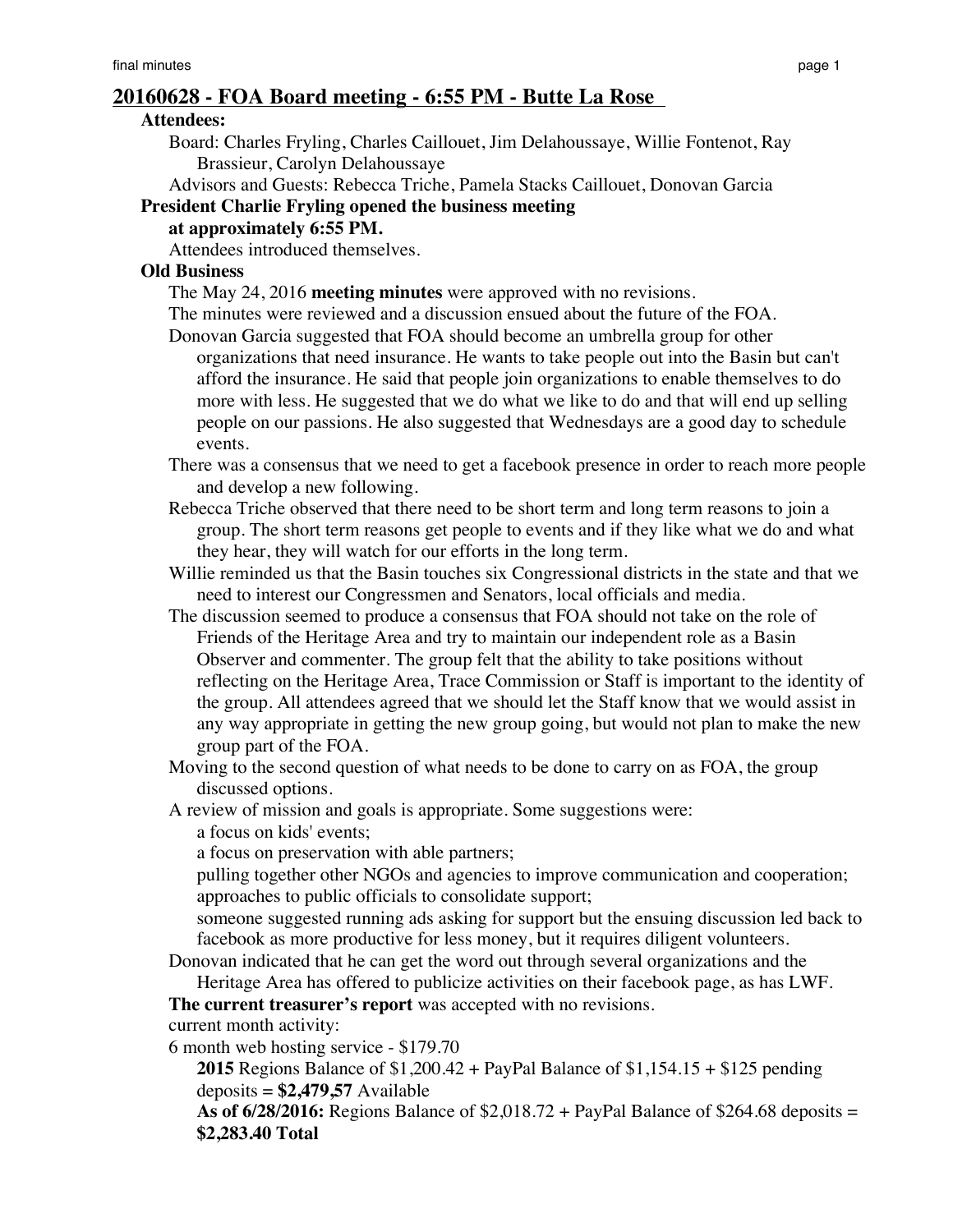## 20160628 - FOA Board meeting - 6:55 PM - Butte La Rose

**Attendees:**

Board: Charles Fryling, Charles Caillouet, Jim Delahoussaye, Willie Fontenot, Ray Brassieur, Carolyn Delahoussaye

Advisors and Guests: Rebecca Triche, Pamela Stacks Caillouet, Donovan Garcia

**President Charlie Fryling opened the business meeting at approximately 6:55 PM.**

Attendees introduced themselves.

**Old Business**

The May 24, 2016 **meeting minutes** were approved with no revisions.

The minutes were reviewed and a discussion ensued about the future of the FOA.

Donovan Garcia suggested that FOA should become an umbrella group for other organizations that need insurance. He wants to take people out into the Basin but can't afford the insurance. He said that people join organizations to enable themselves to do more with less. He suggested that we do what we like to do and that will end up selling people on our passions. He also suggested that Wednesdays are a good day to schedule events.

There was a consensus that we need to get a facebook presence in order to reach more people and develop a new following.

Rebecca Triche observed that there need to be short term and long term reasons to join a group. The short term reasons get people to events and if they like what we do and what they hear, they will watch for our efforts in the long term.

Willie reminded us that the Basin touches six Congressional districts in the state and that we need to interest our Congressmen and Senators, local officials and media.

The discussion seemed to produce a consensus that FOA should not take on the role of Friends of the Heritage Area and try to maintain our independent role as a Basin Observer and commenter. The group felt that the ability to take positions without reflecting on the Heritage Area, Trace Commission or Staff is important to the identity of the group. All attendees agreed that we should let the Staff know that we would assist in any way appropriate in getting the new group going, but would not plan to make the new group part of the FOA.

Moving to the second question of what needs to be done to carry on as FOA, the group discussed options.

A review of mission and goals is appropriate. Some suggestions were:

- a focus on kids' events;
- a focus on preservation with able partners;
- pulling together other NGOs and agencies to improve communication and cooperation;
- approaches to public officials to consolidate support;
- someone suggested running ads asking for support but the ensuing discussion led back to facebook as more productive for less money, but it requires diligent volunteers.

Donovan indicated that he can get the word out through several organizations and the Heritage Area has offered to publicize activities on their facebook page, as has LWF.

**The current treasurer's report** was accepted with no revisions.

current month activity:

6 month web hosting service - $179.70

**2015** Regions Balance of $1,200.42 + PayPal Balance of $1,154.15 + $125 pending deposits = **$2,479,57** Available

**As of 6/28/2016:** Regions Balance of $2,018.72 + PayPal Balance of $264.68 deposits = **$2,283.40 Total**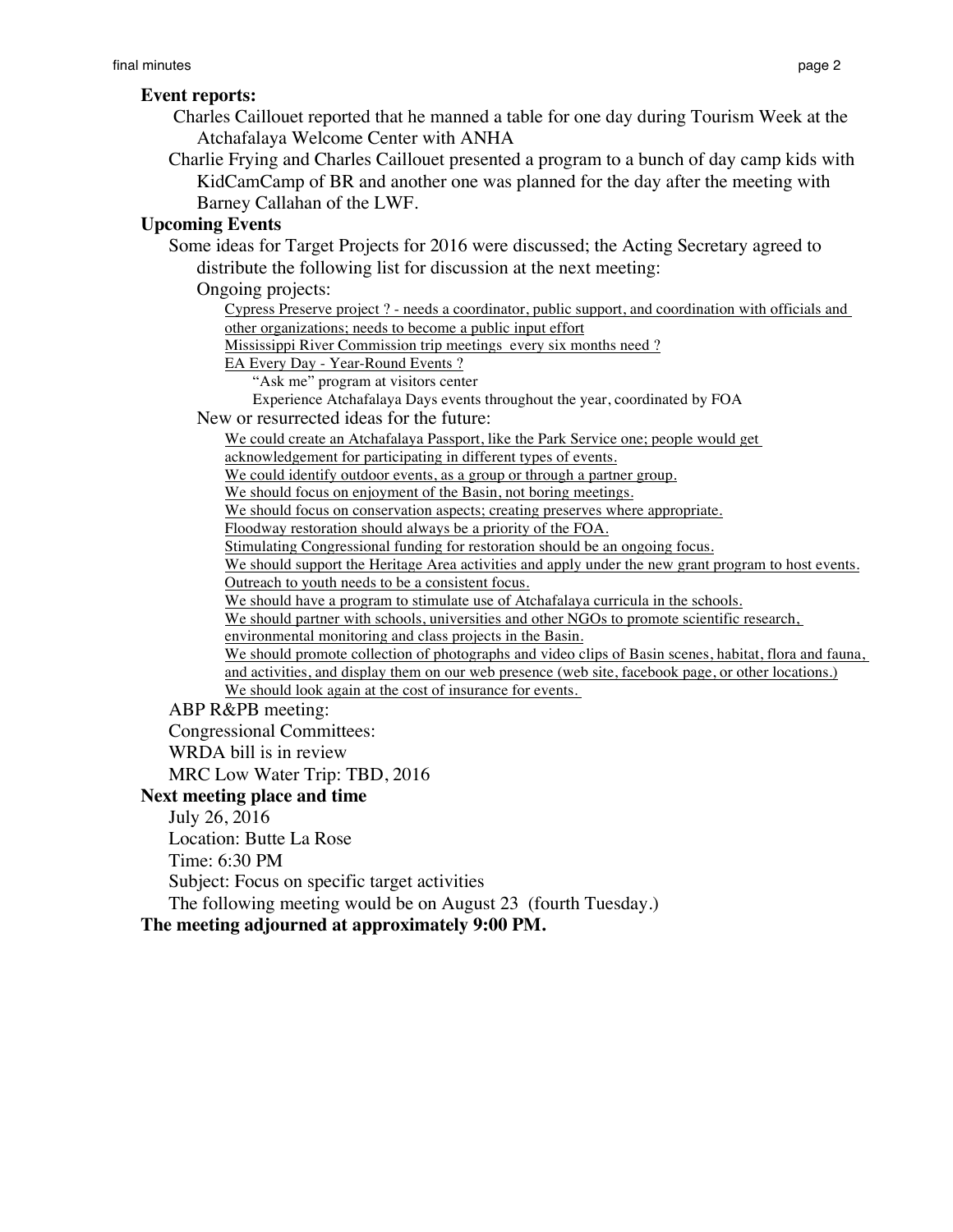**Event reports:**

- Charles Caillouet reported that he manned a table for one day during Tourism Week at the Atchafalaya Welcome Center with ANHA
- Charlie Frying and Charles Caillouet presented a program to a bunch of day camp kids with KidCamCamp of BR and another one was planned for the day after the meeting with Barney Callahan of the LWF.

**Upcoming Events**

Some ideas for Target Projects for 2016 were discussed; the Acting Secretary agreed to distribute the following list for discussion at the next meeting:

- Ongoing projects:
  - Cypress Preserve project ? - needs a coordinator, public support, and coordination with officials and other organizations; needs to become a public input effort
  - Mississippi River Commission trip meetings every six months need ?
  - EA Every Day - Year-Round Events ?
    - "Ask me" program at visitors center
    - Experience Atchafalaya Days events throughout the year, coordinated by FOA
- New or resurrected ideas for the future:
  - We could create an Atchafalaya Passport, like the Park Service one; people would get acknowledgement for participating in different types of events.
  - We could identify outdoor events, as a group or through a partner group.
  - We should focus on enjoyment of the Basin, not boring meetings.
  - We should focus on conservation aspects; creating preserves where appropriate.
  - Floodway restoration should always be a priority of the FOA.
  - Stimulating Congressional funding for restoration should be an ongoing focus.
  - We should support the Heritage Area activities and apply under the new grant program to host events.
  - Outreach to youth needs to be a consistent focus.
  - We should have a program to stimulate use of Atchafalaya curricula in the schools.
  - We should partner with schools, universities and other NGOs to promote scientific research, environmental monitoring and class projects in the Basin.
  - We should promote collection of photographs and video clips of Basin scenes, habitat, flora and fauna, and activities, and display them on our web presence (web site, facebook page, or other locations.)
  - We should look again at the cost of insurance for events.

ABP R&PB meeting:

Congressional Committees:

WRDA bill is in review

MRC Low Water Trip: TBD, 2016

**Next meeting place and time**

July 26, 2016

Location: Butte La Rose

Time: 6:30 PM

Subject: Focus on specific target activities

The following meeting would be on August 23 (fourth Tuesday.)

**The meeting adjourned at approximately 9:00 PM.**